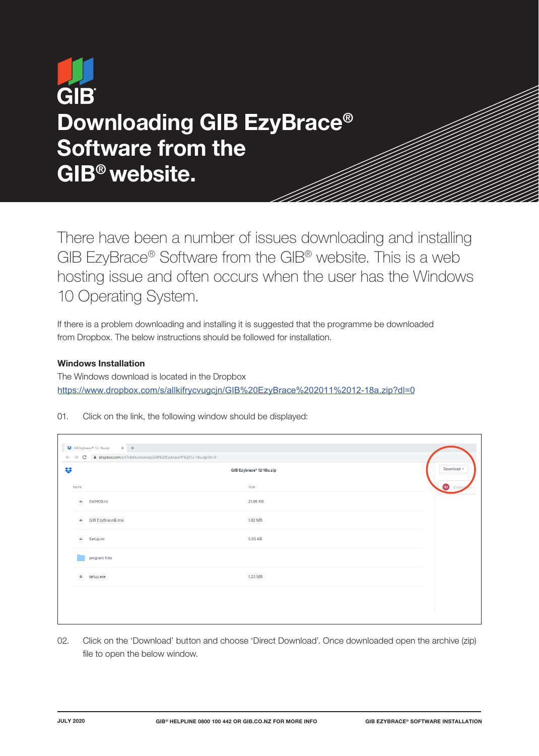# Downloading GIB EzyBrace® Software from the GIB® website.

There have been a number of issues downloading and installing GIB EzyBrace® Software from the GIB® website. This is a web hosting issue and often occurs when the user has the Windows 10 Operating System.

If there is a problem downloading and installing it is suggested that the programme be downloaded from Dropbox. The below instructions should be followed for installation.

**Windows Installation**

The Windows download is located in the Dropbox
https://www.dropbox.com/s/allkifrycvugcjn/GIB%20EzyBrace%202011%2012-18a.zip?dl=0

01. Click on the link, the following window should be displayed:

| Name | Size |
|---|---|
| 0x0409.ini | 21.96 KB |
| GIB EzyBrace®.msi | 1.82 MB |
| Setup.ini | 5.05 KB |
| program files | |
| setup.exe | 1.23 MB |

02. Click on the 'Download' button and choose 'Direct Download'. Once downloaded open the archive (zip) file to open the below window.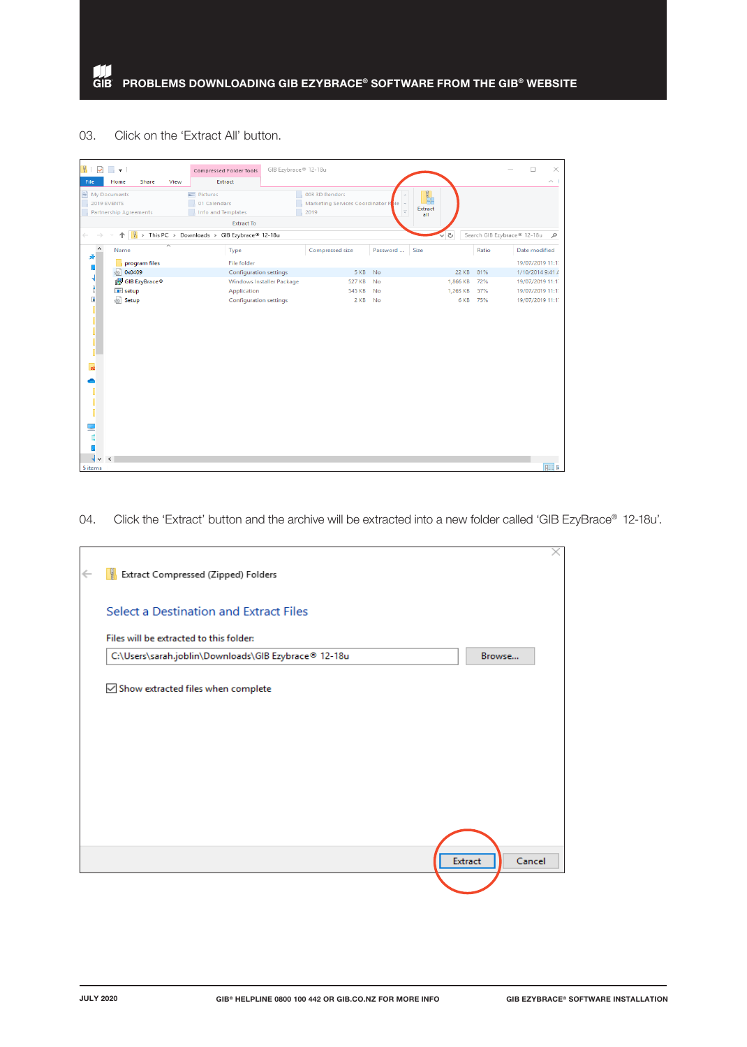03. Click on the ‘Extract All’ button.

04. Click the ‘Extract’ button and the archive will be extracted into a new folder called ‘GIB EzyBrace® 12-18u’.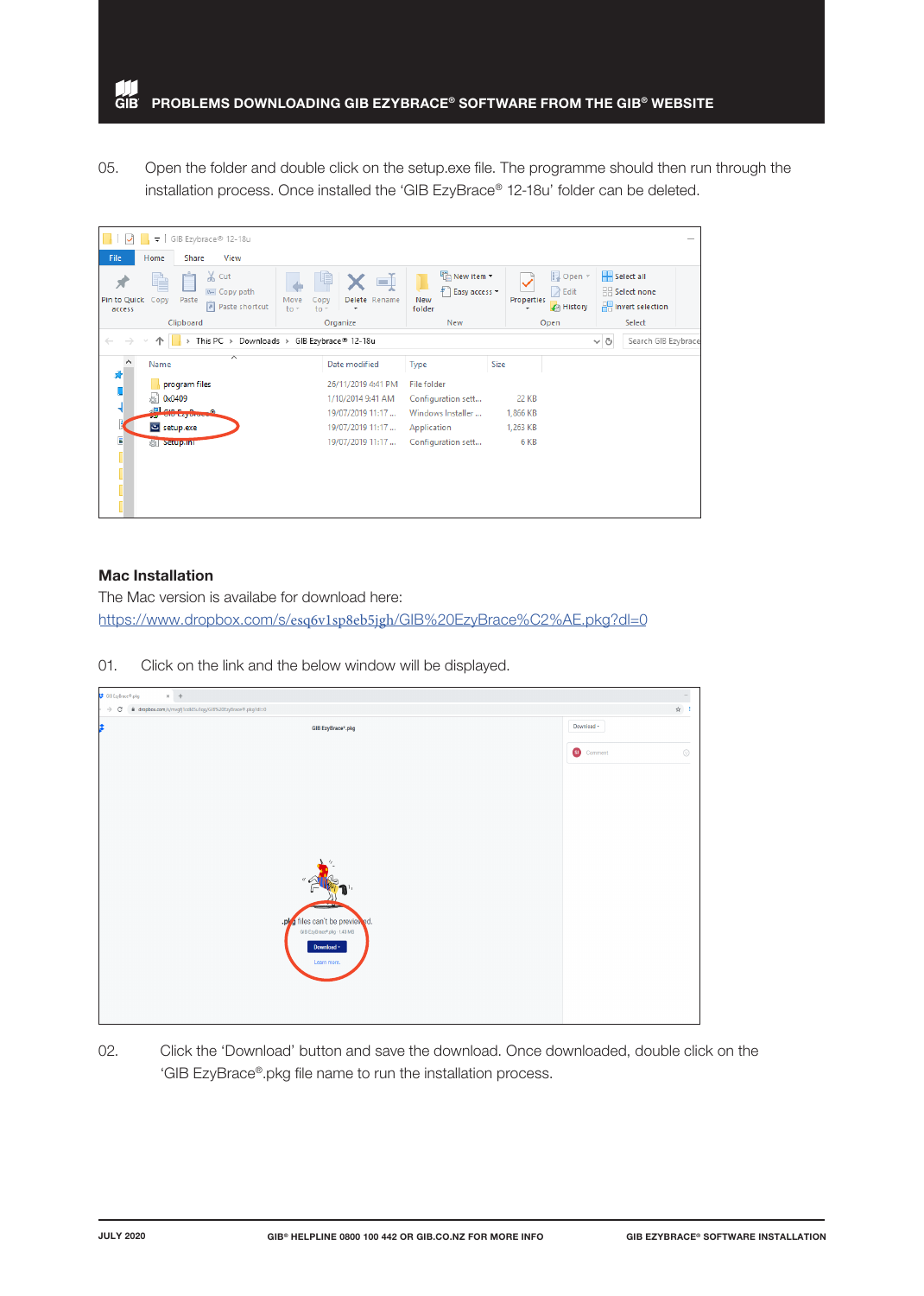05. Open the folder and double click on the setup.exe file. The programme should then run through the installation process. Once installed the 'GIB EzyBrace® 12-18u' folder can be deleted.

## Mac Installation

The Mac version is availabe for download here:
https://www.dropbox.com/s/esq6v1sp8eb5jgh/GIB%20EzyBrace%C2%AE.pkg?dl=0

01. Click on the link and the below window will be displayed.

02. Click the 'Download' button and save the download. Once downloaded, double click on the 'GIB EzyBrace®.pkg file name to run the installation process.